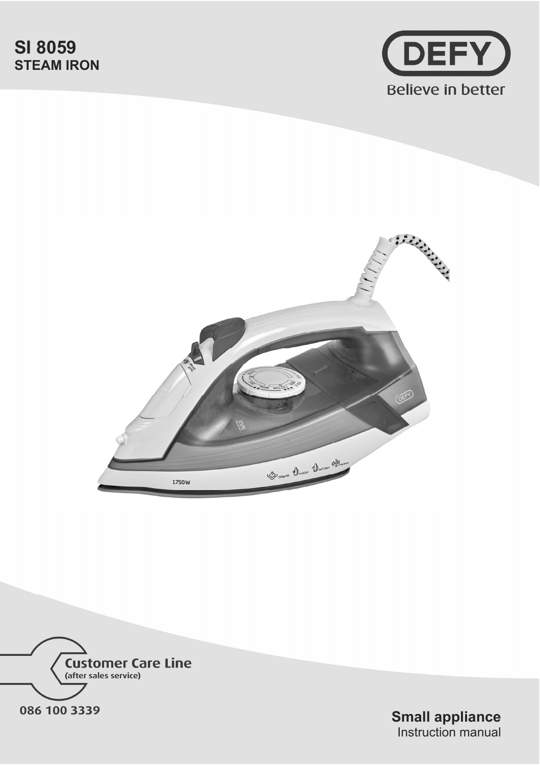# SI 8059
## STEAM IRON

DEFY
Believe in better

Customer Care Line
(after sales service)

086 100 3339

**Small appliance**
Instruction manual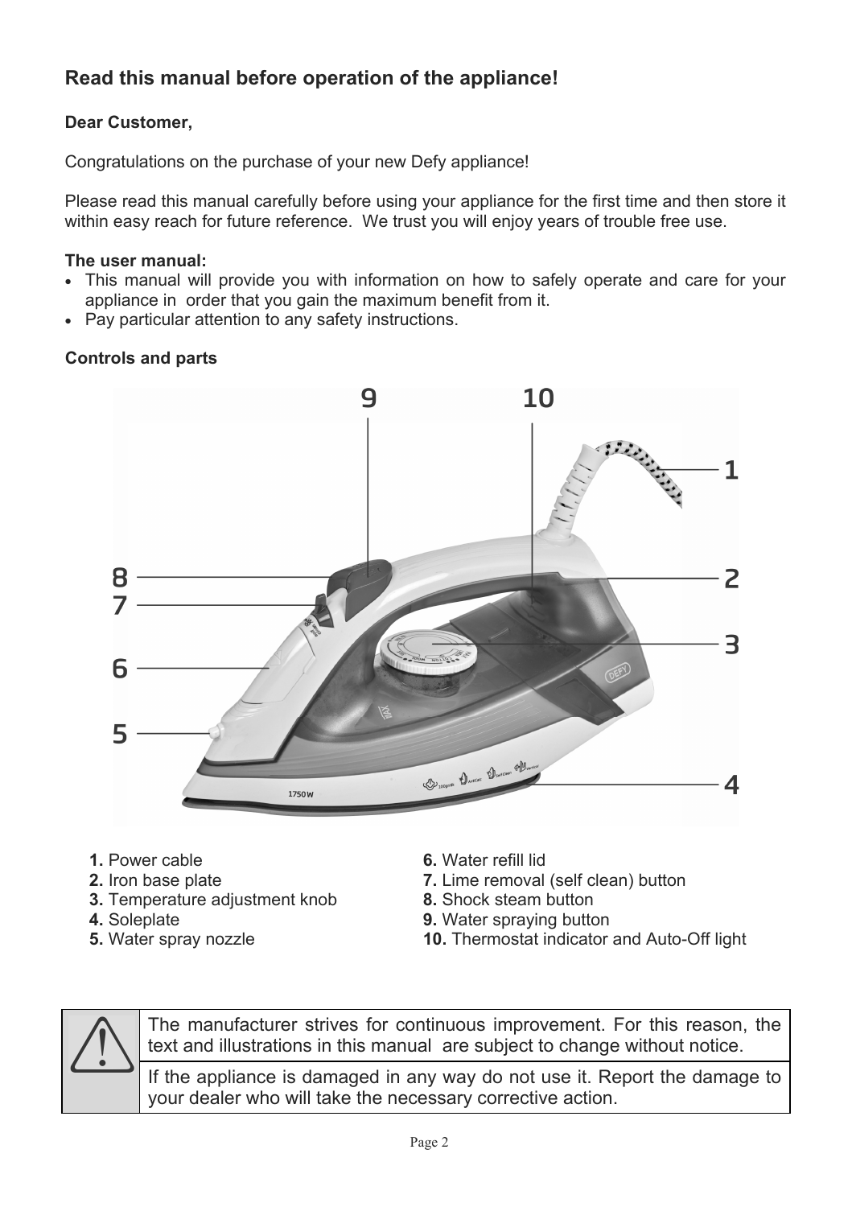## Read this manual before operation of the appliance!

**Dear Customer,**

Congratulations on the purchase of your new Defy appliance!

Please read this manual carefully before using your appliance for the first time and then store it within easy reach for future reference. We trust you will enjoy years of trouble free use.

**The user manual:**

- This manual will provide you with information on how to safely operate and care for your appliance in order that you gain the maximum benefit from it.
- Pay particular attention to any safety instructions.

**Controls and parts**

**1.** Power cable
**2.** Iron base plate
**3.** Temperature adjustment knob
**4.** Soleplate
**5.** Water spray nozzle
**6.** Water refill lid
**7.** Lime removal (self clean) button
**8.** Shock steam button
**9.** Water spraying button
**10.** Thermostat indicator and Auto-Off light

| ⚠ | The manufacturer strives for continuous improvement. For this reason, the text and illustrations in this manual are subject to change without notice. |
| --- | --- |
| | If the appliance is damaged in any way do not use it. Report the damage to your dealer who will take the necessary corrective action. |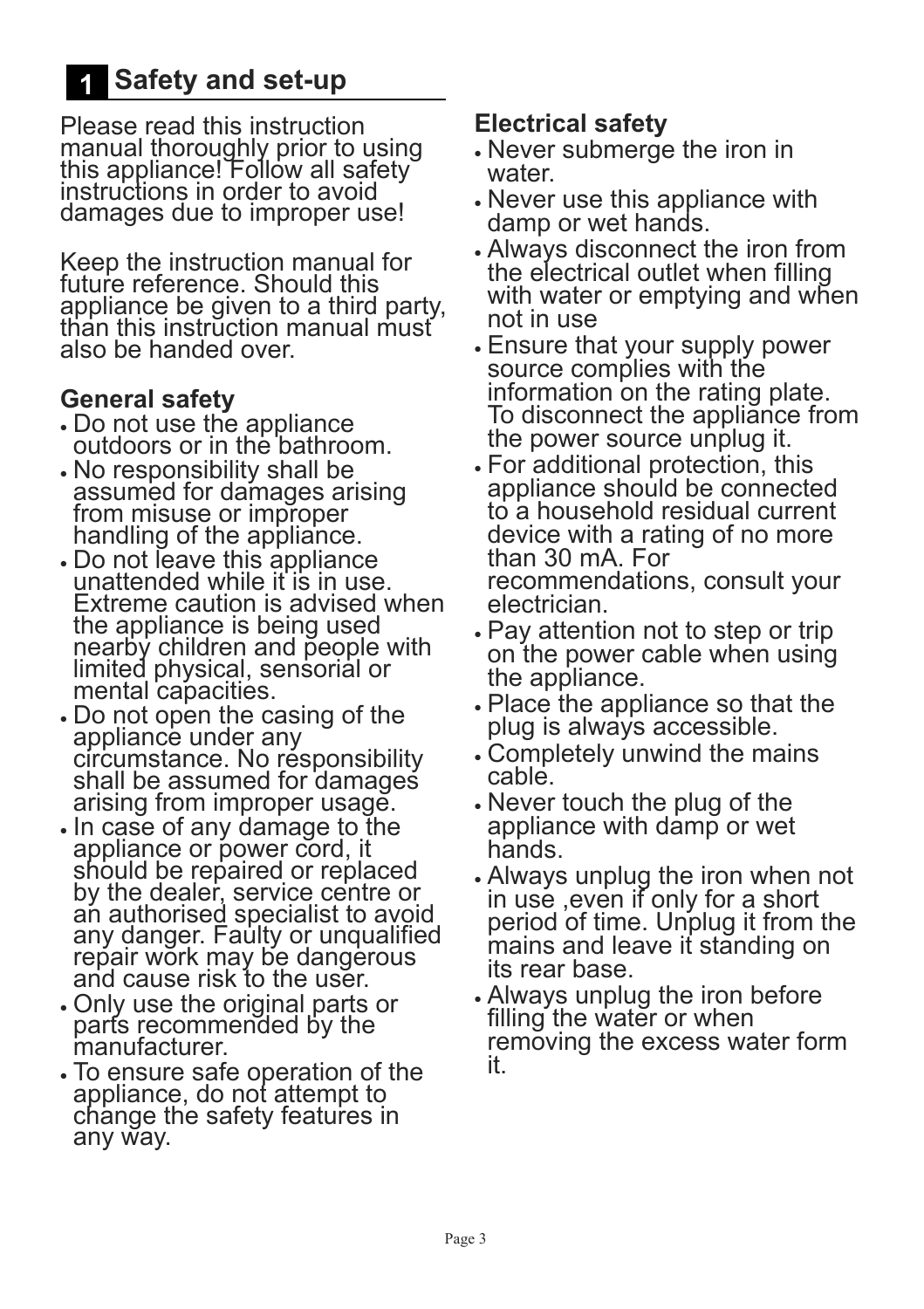# 1 Safety and set-up

Please read this instruction manual thoroughly prior to using this appliance! Follow all safety instructions in order to avoid damages due to improper use!

Keep the instruction manual for future reference. Should this appliance be given to a third party, than this instruction manual must also be handed over.

## General safety

- Do not use the appliance outdoors or in the bathroom.
- No responsibility shall be assumed for damages arising from misuse or improper handling of the appliance.
- Do not leave this appliance unattended while it is in use. Extreme caution is advised when the appliance is being used nearby children and people with limited physical, sensorial or mental capacities.
- Do not open the casing of the appliance under any circumstance. No responsibility shall be assumed for damages arising from improper usage.
- In case of any damage to the appliance or power cord, it should be repaired or replaced by the dealer, service centre or an authorised specialist to avoid any danger. Faulty or unqualified repair work may be dangerous and cause risk to the user.
- Only use the original parts or parts recommended by the manufacturer.
- To ensure safe operation of the appliance, do not attempt to change the safety features in any way.

## Electrical safety

- Never submerge the iron in water.
- Never use this appliance with damp or wet hands.
- Always disconnect the iron from the electrical outlet when filling with water or emptying and when not in use
- Ensure that your supply power source complies with the information on the rating plate. To disconnect the appliance from the power source unplug it.
- For additional protection, this appliance should be connected to a household residual current device with a rating of no more than 30 mA. For recommendations, consult your electrician.
- Pay attention not to step or trip on the power cable when using the appliance.
- Place the appliance so that the plug is always accessible.
- Completely unwind the mains cable.
- Never touch the plug of the appliance with damp or wet hands.
- Always unplug the iron when not in use ,even if only for a short period of time. Unplug it from the mains and leave it standing on its rear base.
- Always unplug the iron before filling the water or when removing the excess water form it.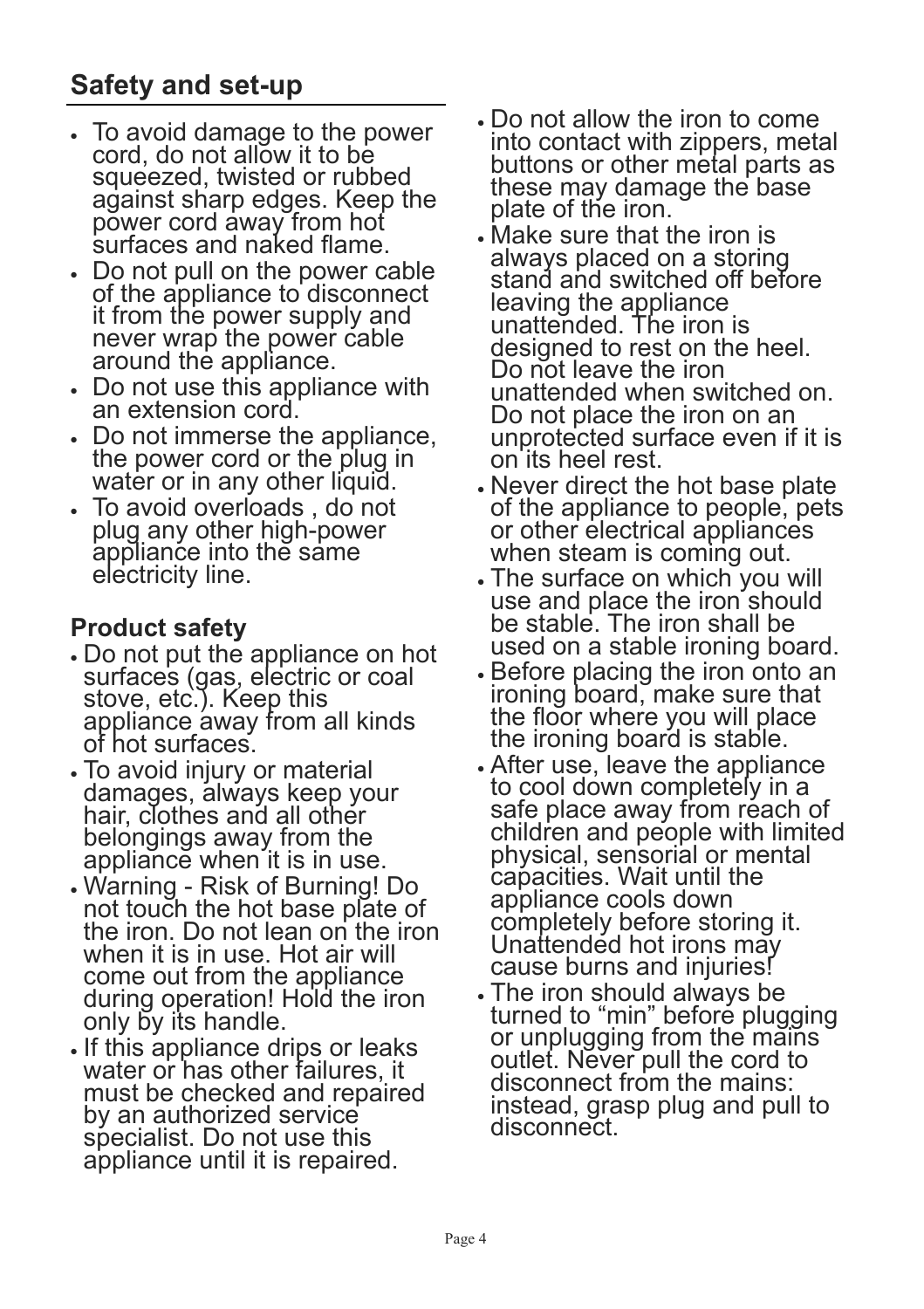## Safety and set-up

- To avoid damage to the power cord, do not allow it to be squeezed, twisted or rubbed against sharp edges. Keep the power cord away from hot surfaces and naked flame.
- Do not pull on the power cable of the appliance to disconnect it from the power supply and never wrap the power cable around the appliance.
- Do not use this appliance with an extension cord.
- Do not immerse the appliance, the power cord or the plug in water or in any other liquid.
- To avoid overloads , do not plug any other high-power appliance into the same electricity line.

### Product safety

- Do not put the appliance on hot surfaces (gas, electric or coal stove, etc.). Keep this appliance away from all kinds of hot surfaces.
- To avoid injury or material damages, always keep your hair, clothes and all other belongings away from the appliance when it is in use.
- Warning - Risk of Burning! Do not touch the hot base plate of the iron. Do not lean on the iron when it is in use. Hot air will come out from the appliance during operation! Hold the iron only by its handle.
- If this appliance drips or leaks water or has other failures, it must be checked and repaired by an authorized service specialist. Do not use this appliance until it is repaired.
- Do not allow the iron to come into contact with zippers, metal buttons or other metal parts as these may damage the base plate of the iron.
- Make sure that the iron is always placed on a storing stand and switched off before leaving the appliance unattended. The iron is designed to rest on the heel. Do not leave the iron unattended when switched on. Do not place the iron on an unprotected surface even if it is on its heel rest.
- Never direct the hot base plate of the appliance to people, pets or other electrical appliances when steam is coming out.
- The surface on which you will use and place the iron should be stable. The iron shall be used on a stable ironing board.
- Before placing the iron onto an ironing board, make sure that the floor where you will place the ironing board is stable.
- After use, leave the appliance to cool down completely in a safe place away from reach of children and people with limited physical, sensorial or mental capacities. Wait until the appliance cools down completely before storing it. Unattended hot irons may cause burns and injuries!
- The iron should always be turned to “min” before plugging or unplugging from the mains outlet. Never pull the cord to disconnect from the mains: instead, grasp plug and pull to disconnect.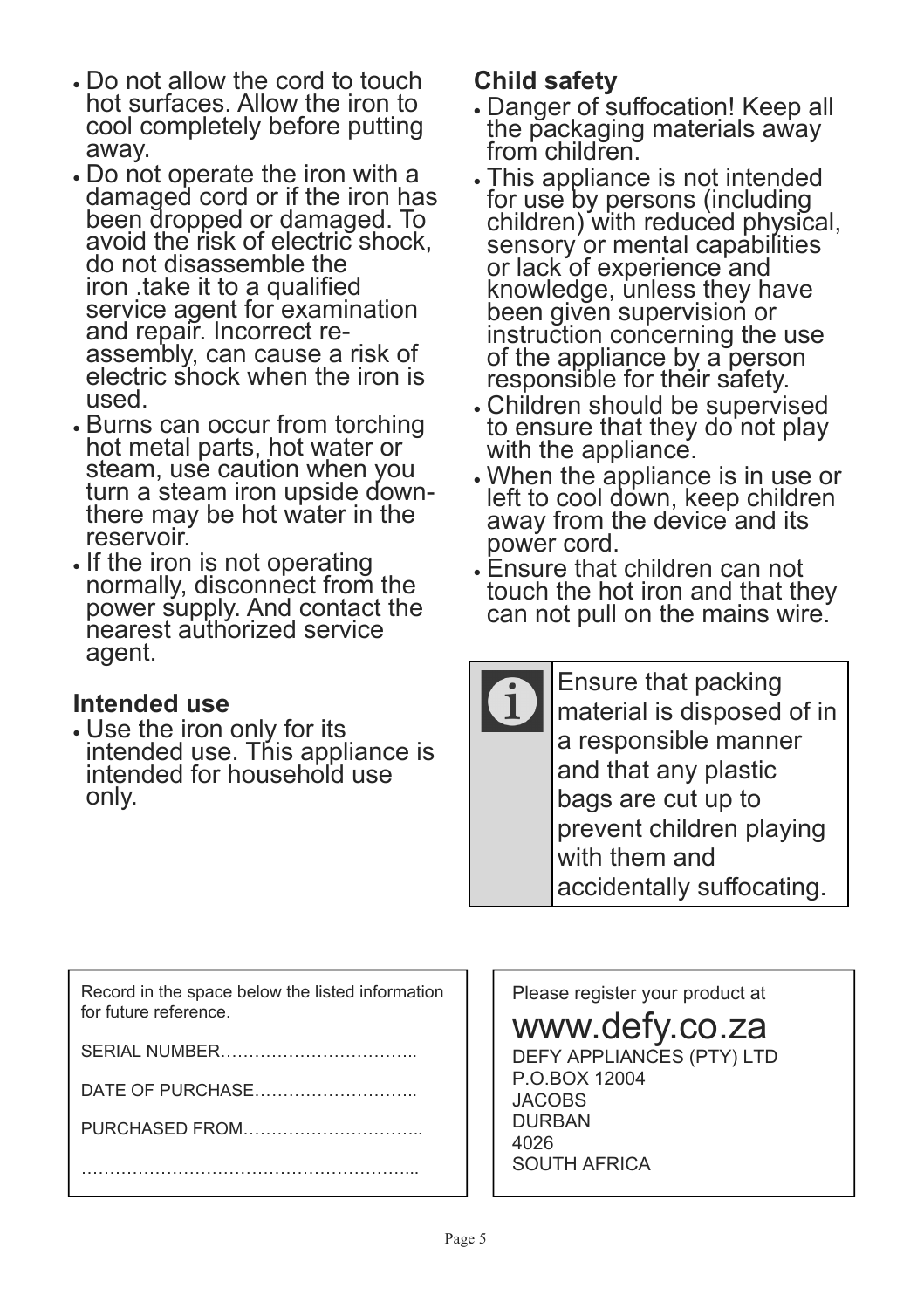- Do not allow the cord to touch hot surfaces. Allow the iron to cool completely before putting away.
- Do not operate the iron with a damaged cord or if the iron has been dropped or damaged. To avoid the risk of electric shock, do not disassemble the iron .take it to a qualified service agent for examination and repair. Incorrect re-assembly, can cause a risk of electric shock when the iron is used.
- Burns can occur from torching hot metal parts, hot water or steam, use caution when you turn a steam iron upside down- there may be hot water in the reservoir.
- If the iron is not operating normally, disconnect from the power supply. And contact the nearest authorized service agent.

## Intended use

- Use the iron only for its intended use. This appliance is intended for household use only.

## Child safety

- Danger of suffocation! Keep all the packaging materials away from children.
- This appliance is not intended for use by persons (including children) with reduced physical, sensory or mental capabilities or lack of experience and knowledge, unless they have been given supervision or instruction concerning the use of the appliance by a person responsible for their safety.
- Children should be supervised to ensure that they do not play with the appliance.
- When the appliance is in use or left to cool down, keep children away from the device and its power cord.
- Ensure that children can not touch the hot iron and that they can not pull on the mains wire.

Ensure that packing material is disposed of in a responsible manner and that any plastic bags are cut up to prevent children playing with them and accidentally suffocating.

Record in the space below the listed information for future reference.

SERIAL NUMBER……………………………..

DATE OF PURCHASE………………………..

PURCHASED FROM…………………………..

…………………………………………………...

Please register your product at

www.defy.co.za

DEFY APPLIANCES (PTY) LTD
P.O.BOX 12004
JACOBS
DURBAN
4026
SOUTH AFRICA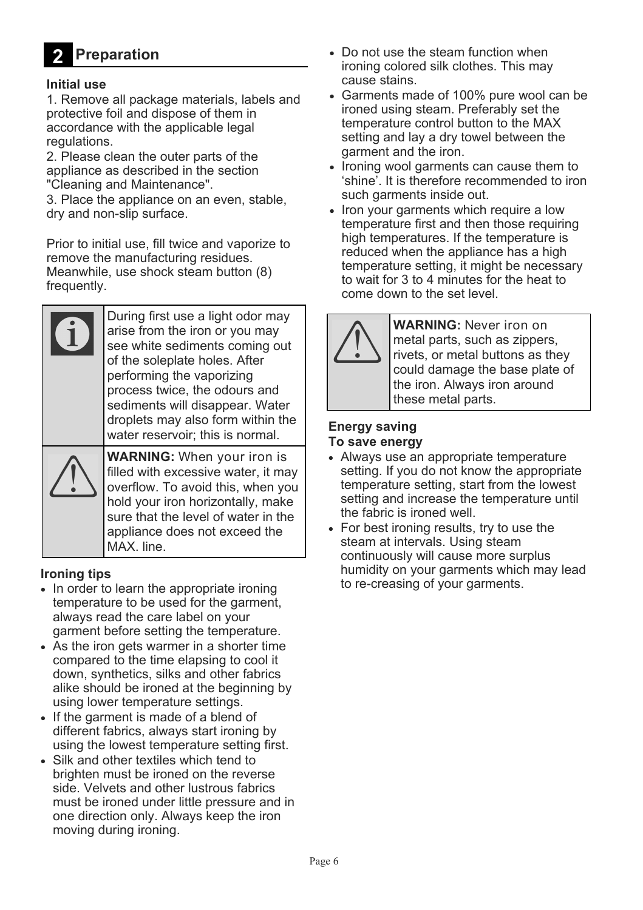## 2 Preparation

**Initial use**

1. Remove all package materials, labels and protective foil and dispose of them in accordance with the applicable legal regulations.
2. Please clean the outer parts of the appliance as described in the section "Cleaning and Maintenance".
3. Place the appliance on an even, stable, dry and non-slip surface.

Prior to initial use, fill twice and vaporize to remove the manufacturing residues. Meanwhile, use shock steam button (8) frequently.

> During first use a light odor may arise from the iron or you may see white sediments coming out of the soleplate holes. After performing the vaporizing process twice, the odours and sediments will disappear. Water droplets may also form within the water reservoir; this is normal.

> **WARNING:** When your iron is filled with excessive water, it may overflow. To avoid this, when you hold your iron horizontally, make sure that the level of water in the appliance does not exceed the MAX. line.

**Ironing tips**

- In order to learn the appropriate ironing temperature to be used for the garment, always read the care label on your garment before setting the temperature.
- As the iron gets warmer in a shorter time compared to the time elapsing to cool it down, synthetics, silks and other fabrics alike should be ironed at the beginning by using lower temperature settings.
- If the garment is made of a blend of different fabrics, always start ironing by using the lowest temperature setting first.
- Silk and other textiles which tend to brighten must be ironed on the reverse side. Velvets and other lustrous fabrics must be ironed under little pressure and in one direction only. Always keep the iron moving during ironing.
- Do not use the steam function when ironing colored silk clothes. This may cause stains.
- Garments made of 100% pure wool can be ironed using steam. Preferably set the temperature control button to the MAX setting and lay a dry towel between the garment and the iron.
- Ironing wool garments can cause them to 'shine'. It is therefore recommended to iron such garments inside out.
- Iron your garments which require a low temperature first and then those requiring high temperatures. If the temperature is reduced when the appliance has a high temperature setting, it might be necessary to wait for 3 to 4 minutes for the heat to come down to the set level.

> **WARNING:** Never iron on metal parts, such as zippers, rivets, or metal buttons as they could damage the base plate of the iron. Always iron around these metal parts.

**Energy saving**

**To save energy**

- Always use an appropriate temperature setting. If you do not know the appropriate temperature setting, start from the lowest setting and increase the temperature until the fabric is ironed well.
- For best ironing results, try to use the steam at intervals. Using steam continuously will cause more surplus humidity on your garments which may lead to re-creasing of your garments.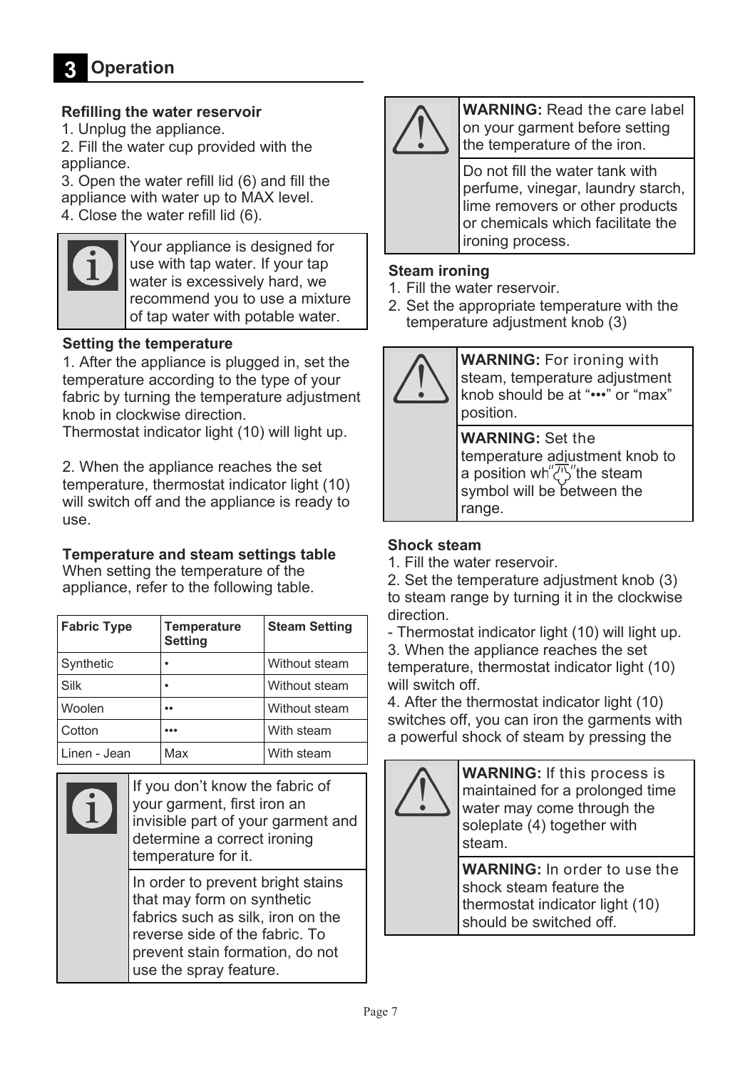## 3 Operation

**Refilling the water reservoir**

1. Unplug the appliance.
2. Fill the water cup provided with the appliance.
3. Open the water refill lid (6) and fill the appliance with water up to MAX level.
4. Close the water refill lid (6).

> Your appliance is designed for use with tap water. If your tap water is excessively hard, we recommend you to use a mixture of tap water with potable water.

**Setting the temperature**

1. After the appliance is plugged in, set the temperature according to the type of your fabric by turning the temperature adjustment knob in clockwise direction.
Thermostat indicator light (10) will light up.

2. When the appliance reaches the set temperature, thermostat indicator light (10) will switch off and the appliance is ready to use.

**Temperature and steam settings table**

When setting the temperature of the appliance, refer to the following table.

| Fabric Type | Temperature Setting | Steam Setting |
|---|---|---|
| Synthetic | • | Without steam |
| Silk | • | Without steam |
| Woolen | •• | Without steam |
| Cotton | ••• | With steam |
| Linen - Jean | Max | With steam |

> If you don't know the fabric of your garment, first iron an invisible part of your garment and determine a correct ironing temperature for it.
>
> In order to prevent bright stains that may form on synthetic fabrics such as silk, iron on the reverse side of the fabric. To prevent stain formation, do not use the spray feature.

> **WARNING:** Read the care label on your garment before setting the temperature of the iron.
>
> Do not fill the water tank with perfume, vinegar, laundry starch, lime removers or other products or chemicals which facilitate the ironing process.

**Steam ironing**

1. Fill the water reservoir.
2. Set the appropriate temperature with the temperature adjustment knob (3)

> **WARNING:** For ironing with steam, temperature adjustment knob should be at "•••" or "max" position.
>
> **WARNING:** Set the temperature adjustment knob to a position wh" " the steam symbol will be between the range.

**Shock steam**

1. Fill the water reservoir.
2. Set the temperature adjustment knob (3) to steam range by turning it in the clockwise direction.
- Thermostat indicator light (10) will light up.
3. When the appliance reaches the set temperature, thermostat indicator light (10) will switch off.
4. After the thermostat indicator light (10) switches off, you can iron the garments with a powerful shock of steam by pressing the

> **WARNING:** If this process is maintained for a prolonged time water may come through the soleplate (4) together with steam.
>
> **WARNING:** In order to use the shock steam feature the thermostat indicator light (10) should be switched off.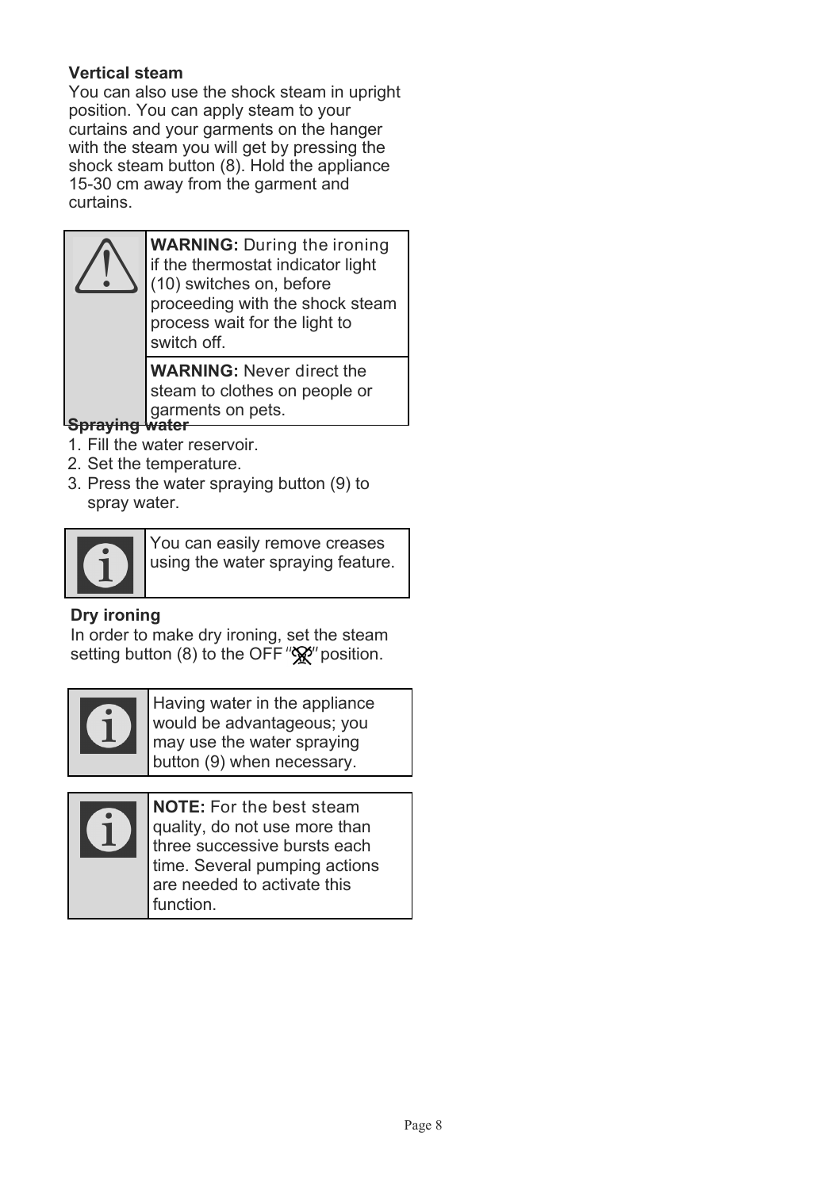**Vertical steam**

You can also use the shock steam in upright position. You can apply steam to your curtains and your garments on the hanger with the steam you will get by pressing the shock steam button (8). Hold the appliance 15-30 cm away from the garment and curtains.

> **WARNING:** During the ironing if the thermostat indicator light (10) switches on, before proceeding with the shock steam process wait for the light to switch off.

> **WARNING:** Never direct the steam to clothes on people or garments on pets.

**Spraying water**

1. Fill the water reservoir.
2. Set the temperature.
3. Press the water spraying button (9) to spray water.

> You can easily remove creases using the water spraying feature.

**Dry ironing**

In order to make dry ironing, set the steam setting button (8) to the OFF "" position.

> Having water in the appliance would be advantageous; you may use the water spraying button (9) when necessary.

> **NOTE:** For the best steam quality, do not use more than three successive bursts each time. Several pumping actions are needed to activate this function.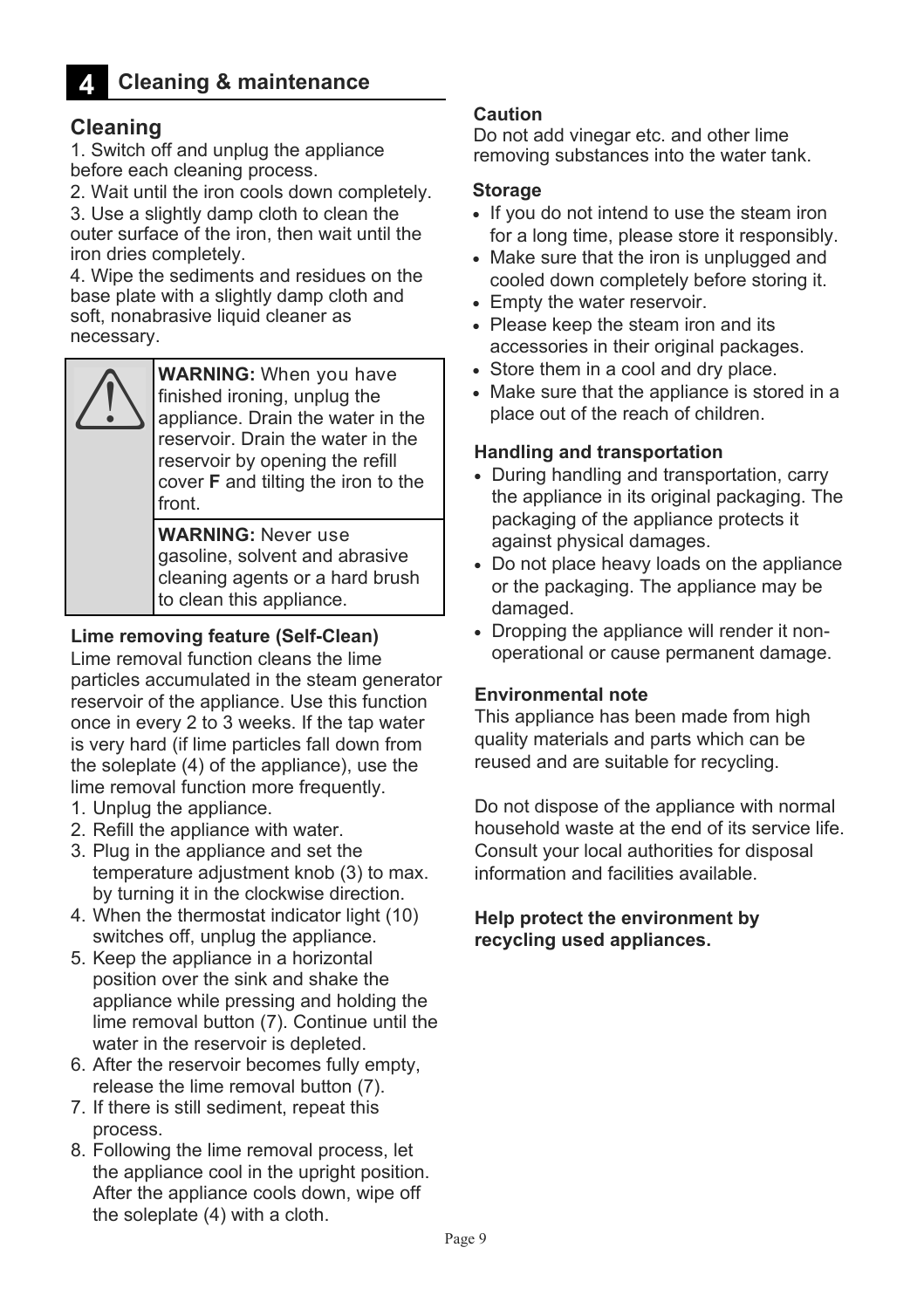## 4 Cleaning & maintenance

### Cleaning

1. Switch off and unplug the appliance before each cleaning process.
2. Wait until the iron cools down completely.
3. Use a slightly damp cloth to clean the outer surface of the iron, then wait until the iron dries completely.
4. Wipe the sediments and residues on the base plate with a slightly damp cloth and soft, nonabrasive liquid cleaner as necessary.

**WARNING:** When you have finished ironing, unplug the appliance. Drain the water in the reservoir. Drain the water in the reservoir by opening the refill cover **F** and tilting the iron to the front.

**WARNING:** Never use gasoline, solvent and abrasive cleaning agents or a hard brush to clean this appliance.

**Lime removing feature (Self-Clean)**

Lime removal function cleans the lime particles accumulated in the steam generator reservoir of the appliance. Use this function once in every 2 to 3 weeks. If the tap water is very hard (if lime particles fall down from the soleplate (4) of the appliance), use the lime removal function more frequently.

1. Unplug the appliance.
2. Refill the appliance with water.
3. Plug in the appliance and set the temperature adjustment knob (3) to max. by turning it in the clockwise direction.
4. When the thermostat indicator light (10) switches off, unplug the appliance.
5. Keep the appliance in a horizontal position over the sink and shake the appliance while pressing and holding the lime removal button (7). Continue until the water in the reservoir is depleted.
6. After the reservoir becomes fully empty, release the lime removal button (7).
7. If there is still sediment, repeat this process.
8. Following the lime removal process, let the appliance cool in the upright position. After the appliance cools down, wipe off the soleplate (4) with a cloth.

**Caution**

Do not add vinegar etc. and other lime removing substances into the water tank.

**Storage**

- If you do not intend to use the steam iron for a long time, please store it responsibly.
- Make sure that the iron is unplugged and cooled down completely before storing it.
- Empty the water reservoir.
- Please keep the steam iron and its accessories in their original packages.
- Store them in a cool and dry place.
- Make sure that the appliance is stored in a place out of the reach of children.

**Handling and transportation**

- During handling and transportation, carry the appliance in its original packaging. The packaging of the appliance protects it against physical damages.
- Do not place heavy loads on the appliance or the packaging. The appliance may be damaged.
- Dropping the appliance will render it non-operational or cause permanent damage.

**Environmental note**

This appliance has been made from high quality materials and parts which can be reused and are suitable for recycling.

Do not dispose of the appliance with normal household waste at the end of its service life. Consult your local authorities for disposal information and facilities available.

**Help protect the environment by recycling used appliances.**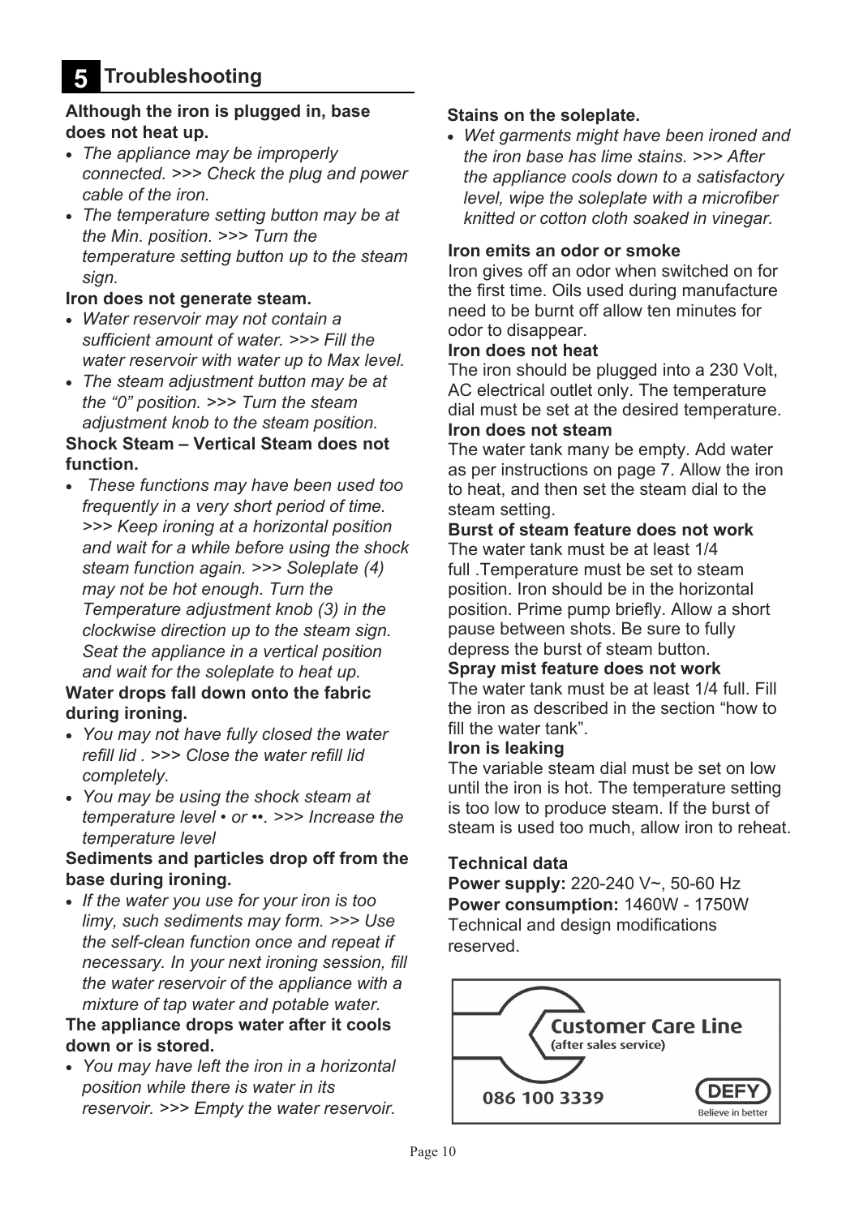## 5 Troubleshooting

**Although the iron is plugged in, base does not heat up.**

- *The appliance may be improperly connected. >>> Check the plug and power cable of the iron.*
- *The temperature setting button may be at the Min. position. >>> Turn the temperature setting button up to the steam sign.*

**Iron does not generate steam.**

- *Water reservoir may not contain a sufficient amount of water. >>> Fill the water reservoir with water up to Max level.*
- *The steam adjustment button may be at the "0" position. >>> Turn the steam adjustment knob to the steam position.*

**Shock Steam – Vertical Steam does not function.**

- *These functions may have been used too frequently in a very short period of time. >>> Keep ironing at a horizontal position and wait for a while before using the shock steam function again. >>> Soleplate (4) may not be hot enough. Turn the Temperature adjustment knob (3) in the clockwise direction up to the steam sign. Seat the appliance in a vertical position and wait for the soleplate to heat up.*

**Water drops fall down onto the fabric during ironing.**

- *You may not have fully closed the water refill lid . >>> Close the water refill lid completely.*
- *You may be using the shock steam at temperature level • or ••. >>> Increase the temperature level*

**Sediments and particles drop off from the base during ironing.**

- *If the water you use for your iron is too limy, such sediments may form. >>> Use the self-clean function once and repeat if necessary. In your next ironing session, fill the water reservoir of the appliance with a mixture of tap water and potable water.*

**The appliance drops water after it cools down or is stored.**

- *You may have left the iron in a horizontal position while there is water in its reservoir. >>> Empty the water reservoir.*

**Stains on the soleplate.**

- *Wet garments might have been ironed and the iron base has lime stains. >>> After the appliance cools down to a satisfactory level, wipe the soleplate with a microfiber knitted or cotton cloth soaked in vinegar.*

**Iron emits an odor or smoke**

Iron gives off an odor when switched on for the first time. Oils used during manufacture need to be burnt off allow ten minutes for odor to disappear.

**Iron does not heat**

The iron should be plugged into a 230 Volt, AC electrical outlet only. The temperature dial must be set at the desired temperature.

**Iron does not steam**

The water tank many be empty. Add water as per instructions on page 7. Allow the iron to heat, and then set the steam dial to the steam setting.

**Burst of steam feature does not work**

The water tank must be at least 1/4 full .Temperature must be set to steam position. Iron should be in the horizontal position. Prime pump briefly. Allow a short pause between shots. Be sure to fully depress the burst of steam button.

**Spray mist feature does not work**

The water tank must be at least 1/4 full. Fill the iron as described in the section "how to fill the water tank".

**Iron is leaking**

The variable steam dial must be set on low until the iron is hot. The temperature setting is too low to produce steam. If the burst of steam is used too much, allow iron to reheat.

**Technical data**

**Power supply:** 220-240 V~, 50-60 Hz
**Power consumption:** 1460W - 1750W
Technical and design modifications reserved.

Customer Care Line
(after sales service)
086 100 3339
DEFY
Believe in better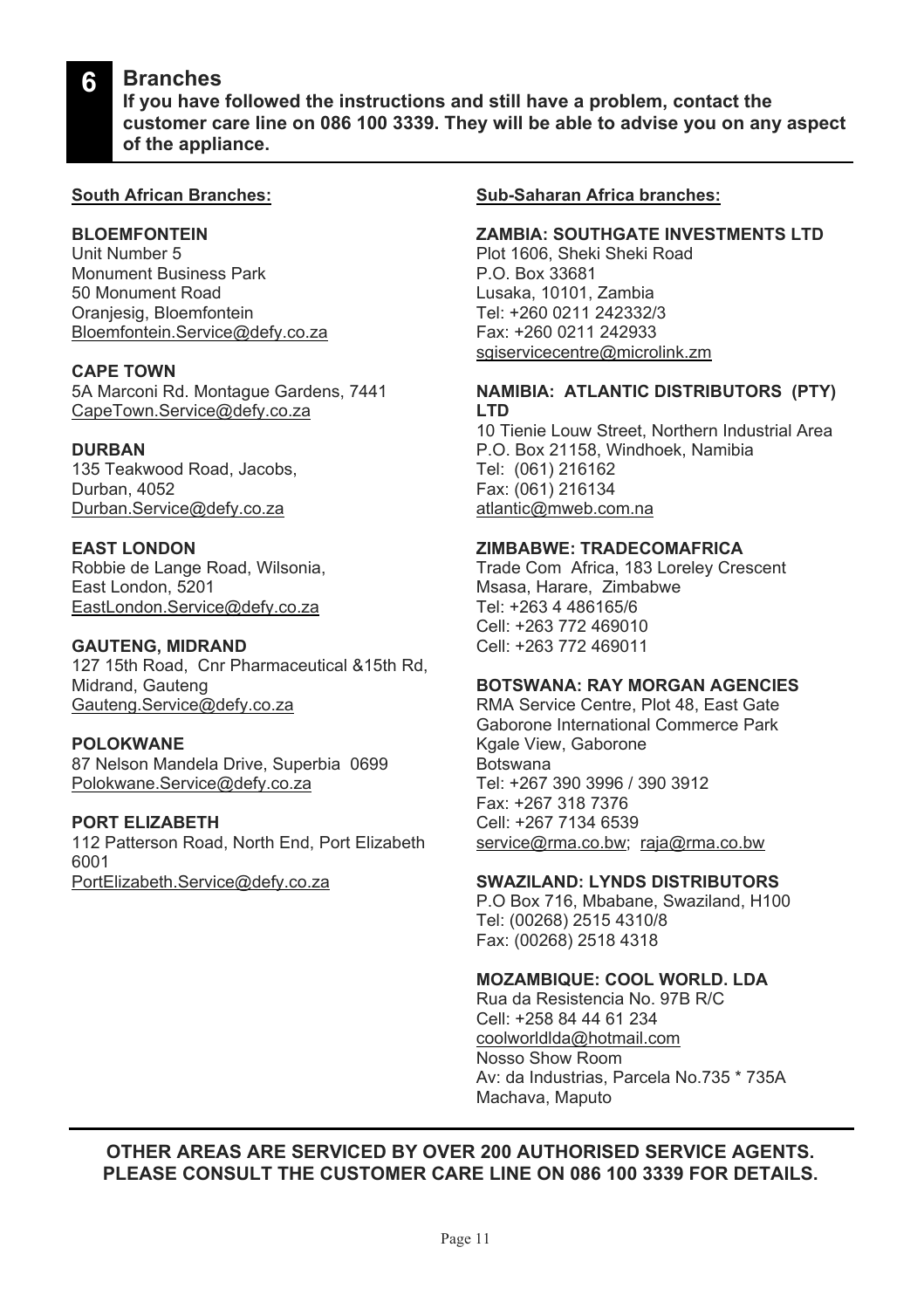## 6 Branches

**If you have followed the instructions and still have a problem, contact the customer care line on 086 100 3339. They will be able to advise you on any aspect of the appliance.**

### South African Branches:

**BLOEMFONTEIN**
Unit Number 5
Monument Business Park
50 Monument Road
Oranjesig, Bloemfontein
Bloemfontein.Service@defy.co.za

**CAPE TOWN**
5A Marconi Rd. Montague Gardens, 7441
CapeTown.Service@defy.co.za

**DURBAN**
135 Teakwood Road, Jacobs,
Durban, 4052
Durban.Service@defy.co.za

**EAST LONDON**
Robbie de Lange Road, Wilsonia,
East London, 5201
EastLondon.Service@defy.co.za

**GAUTENG, MIDRAND**
127 15th Road, Cnr Pharmaceutical &15th Rd,
Midrand, Gauteng
Gauteng.Service@defy.co.za

**POLOKWANE**
87 Nelson Mandela Drive, Superbia 0699
Polokwane.Service@defy.co.za

**PORT ELIZABETH**
112 Patterson Road, North End, Port Elizabeth
6001
PortElizabeth.Service@defy.co.za

### Sub-Saharan Africa branches:

**ZAMBIA: SOUTHGATE INVESTMENTS LTD**
Plot 1606, Sheki Sheki Road
P.O. Box 33681
Lusaka, 10101, Zambia
Tel: +260 0211 242332/3
Fax: +260 0211 242933
sgiservicecentre@microlink.zm

**NAMIBIA: ATLANTIC DISTRIBUTORS (PTY) LTD**
10 Tienie Louw Street, Northern Industrial Area
P.O. Box 21158, Windhoek, Namibia
Tel: (061) 216162
Fax: (061) 216134
atlantic@mweb.com.na

**ZIMBABWE: TRADECOMAFRICA**
Trade Com Africa, 183 Loreley Crescent
Msasa, Harare, Zimbabwe
Tel: +263 4 486165/6
Cell: +263 772 469010
Cell: +263 772 469011

**BOTSWANA: RAY MORGAN AGENCIES**
RMA Service Centre, Plot 48, East Gate
Gaborone International Commerce Park
Kgale View, Gaborone
Botswana
Tel: +267 390 3996 / 390 3912
Fax: +267 318 7376
Cell: +267 7134 6539
service@rma.co.bw; raja@rma.co.bw

**SWAZILAND: LYNDS DISTRIBUTORS**
P.O Box 716, Mbabane, Swaziland, H100
Tel: (00268) 2515 4310/8
Fax: (00268) 2518 4318

**MOZAMBIQUE: COOL WORLD. LDA**
Rua da Resistencia No. 97B R/C
Cell: +258 84 44 61 234
coolworldlda@hotmail.com
Nosso Show Room
Av: da Industrias, Parcela No.735 * 735A
Machava, Maputo

**OTHER AREAS ARE SERVICED BY OVER 200 AUTHORISED SERVICE AGENTS. PLEASE CONSULT THE CUSTOMER CARE LINE ON 086 100 3339 FOR DETAILS.**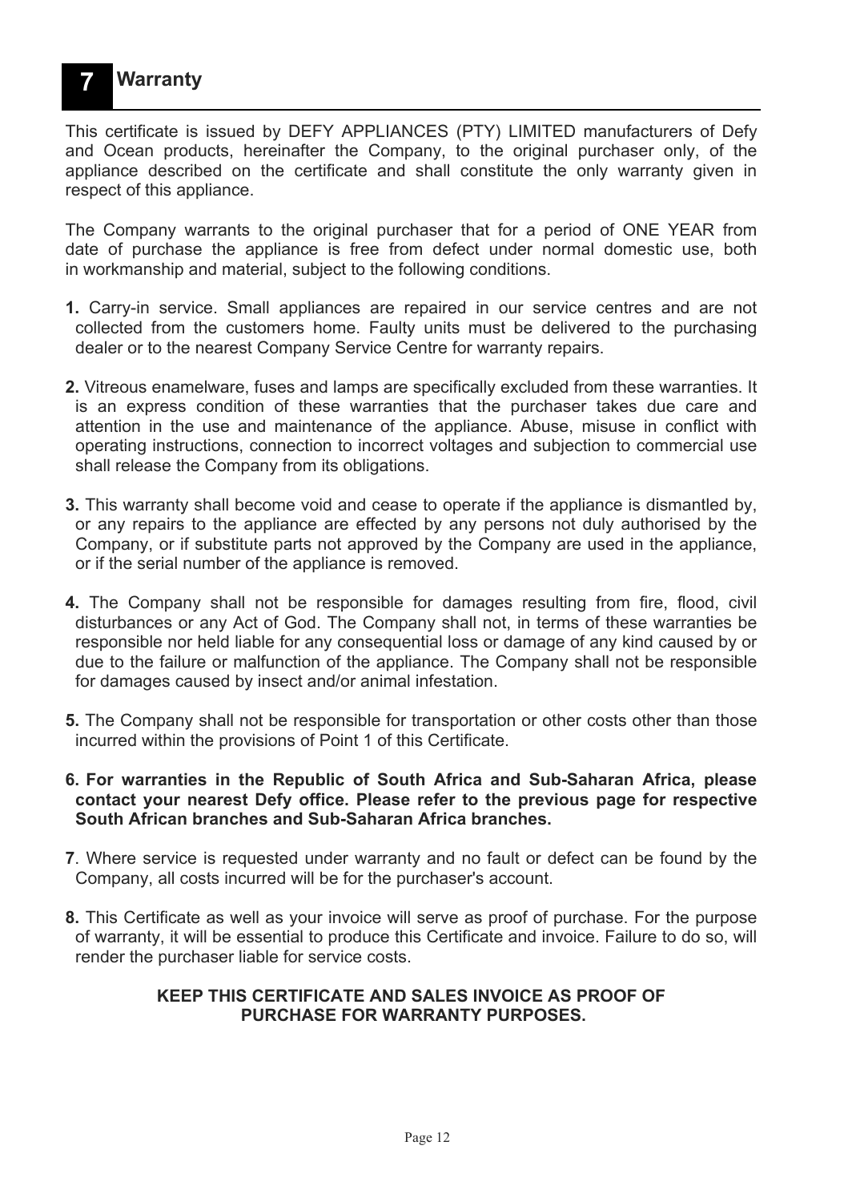# 7 Warranty

This certificate is issued by DEFY APPLIANCES (PTY) LIMITED manufacturers of Defy and Ocean products, hereinafter the Company, to the original purchaser only, of the appliance described on the certificate and shall constitute the only warranty given in respect of this appliance.

The Company warrants to the original purchaser that for a period of ONE YEAR from date of purchase the appliance is free from defect under normal domestic use, both in workmanship and material, subject to the following conditions.

**1.** Carry-in service. Small appliances are repaired in our service centres and are not collected from the customers home. Faulty units must be delivered to the purchasing dealer or to the nearest Company Service Centre for warranty repairs.

**2.** Vitreous enamelware, fuses and lamps are specifically excluded from these warranties. It is an express condition of these warranties that the purchaser takes due care and attention in the use and maintenance of the appliance. Abuse, misuse in conflict with operating instructions, connection to incorrect voltages and subjection to commercial use shall release the Company from its obligations.

**3.** This warranty shall become void and cease to operate if the appliance is dismantled by, or any repairs to the appliance are effected by any persons not duly authorised by the Company, or if substitute parts not approved by the Company are used in the appliance, or if the serial number of the appliance is removed.

**4.** The Company shall not be responsible for damages resulting from fire, flood, civil disturbances or any Act of God. The Company shall not, in terms of these warranties be responsible nor held liable for any consequential loss or damage of any kind caused by or due to the failure or malfunction of the appliance. The Company shall not be responsible for damages caused by insect and/or animal infestation.

**5.** The Company shall not be responsible for transportation or other costs other than those incurred within the provisions of Point 1 of this Certificate.

**6. For warranties in the Republic of South Africa and Sub-Saharan Africa, please contact your nearest Defy office. Please refer to the previous page for respective South African branches and Sub-Saharan Africa branches.**

**7**. Where service is requested under warranty and no fault or defect can be found by the Company, all costs incurred will be for the purchaser's account.

**8.** This Certificate as well as your invoice will serve as proof of purchase. For the purpose of warranty, it will be essential to produce this Certificate and invoice. Failure to do so, will render the purchaser liable for service costs.

**KEEP THIS CERTIFICATE AND SALES INVOICE AS PROOF OF PURCHASE FOR WARRANTY PURPOSES.**